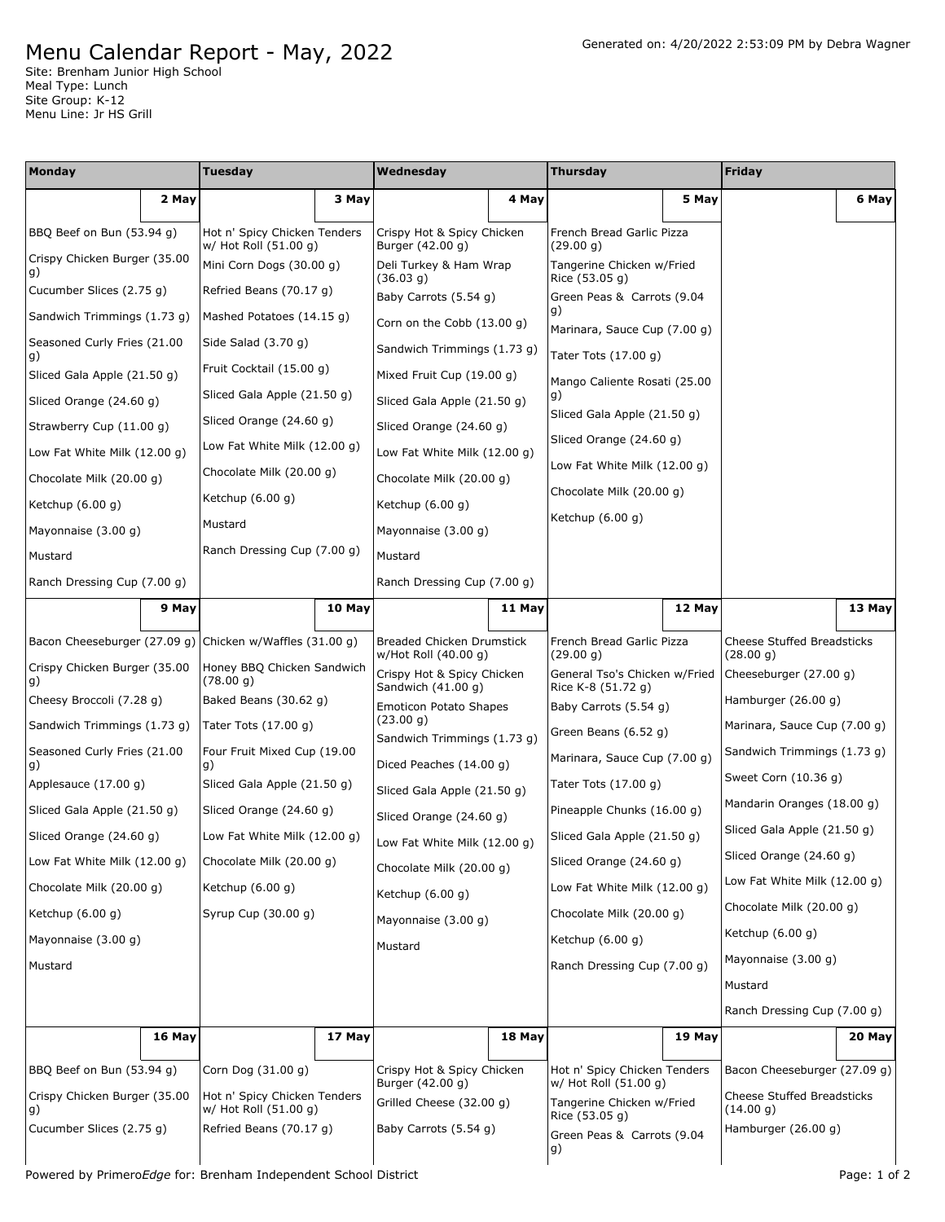# Menu Calendar Report - May, 2022

Generated on: 4/20/2022 2:53:09 PM by Debra Wagner

Site: Brenham Junior High School
Meal Type: Lunch
Site Group: K-12
Menu Line: Jr HS Grill

| Monday | Tuesday | Wednesday | Thursday | Friday |
|---|---|---|---|---|
| **2 May** | **3 May** | **4 May** | **5 May** | **6 May** |
| BBQ Beef on Bun (53.94 g)<br>Crispy Chicken Burger (35.00 g)<br>Cucumber Slices (2.75 g)<br>Sandwich Trimmings (1.73 g)<br>Seasoned Curly Fries (21.00 g)<br>Sliced Gala Apple (21.50 g)<br>Sliced Orange (24.60 g)<br>Strawberry Cup (11.00 g)<br>Low Fat White Milk (12.00 g)<br>Chocolate Milk (20.00 g)<br>Ketchup (6.00 g)<br>Mayonnaise (3.00 g)<br>Mustard<br>Ranch Dressing Cup (7.00 g) | Hot n' Spicy Chicken Tenders w/ Hot Roll (51.00 g)<br>Mini Corn Dogs (30.00 g)<br>Refried Beans (70.17 g)<br>Mashed Potatoes (14.15 g)<br>Side Salad (3.70 g)<br>Fruit Cocktail (15.00 g)<br>Sliced Gala Apple (21.50 g)<br>Sliced Orange (24.60 g)<br>Low Fat White Milk (12.00 g)<br>Chocolate Milk (20.00 g)<br>Ketchup (6.00 g)<br>Mustard<br>Ranch Dressing Cup (7.00 g) | Crispy Hot & Spicy Chicken Burger (42.00 g)<br>Deli Turkey & Ham Wrap (36.03 g)<br>Baby Carrots (5.54 g)<br>Corn on the Cobb (13.00 g)<br>Sandwich Trimmings (1.73 g)<br>Mixed Fruit Cup (19.00 g)<br>Sliced Gala Apple (21.50 g)<br>Sliced Orange (24.60 g)<br>Low Fat White Milk (12.00 g)<br>Chocolate Milk (20.00 g)<br>Ketchup (6.00 g)<br>Mayonnaise (3.00 g)<br>Mustard<br>Ranch Dressing Cup (7.00 g) | French Bread Garlic Pizza (29.00 g)<br>Tangerine Chicken w/Fried Rice (53.05 g)<br>Green Peas & Carrots (9.04 g)<br>Marinara, Sauce Cup (7.00 g)<br>Tater Tots (17.00 g)<br>Mango Caliente Rosati (25.00 g)<br>Sliced Gala Apple (21.50 g)<br>Sliced Orange (24.60 g)<br>Low Fat White Milk (12.00 g)<br>Chocolate Milk (20.00 g)<br>Ketchup (6.00 g) | |
| **9 May** | **10 May** | **11 May** | **12 May** | **13 May** |
| Bacon Cheeseburger (27.09 g)<br>Crispy Chicken Burger (35.00 g)<br>Cheesy Broccoli (7.28 g)<br>Sandwich Trimmings (1.73 g)<br>Seasoned Curly Fries (21.00 g)<br>Applesauce (17.00 g)<br>Sliced Gala Apple (21.50 g)<br>Sliced Orange (24.60 g)<br>Low Fat White Milk (12.00 g)<br>Chocolate Milk (20.00 g)<br>Ketchup (6.00 g)<br>Mayonnaise (3.00 g)<br>Mustard | Chicken w/Waffles (31.00 g)<br>Honey BBQ Chicken Sandwich (78.00 g)<br>Baked Beans (30.62 g)<br>Tater Tots (17.00 g)<br>Four Fruit Mixed Cup (19.00 g)<br>Sliced Gala Apple (21.50 g)<br>Sliced Orange (24.60 g)<br>Low Fat White Milk (12.00 g)<br>Chocolate Milk (20.00 g)<br>Ketchup (6.00 g)<br>Syrup Cup (30.00 g) | Breaded Chicken Drumstick w/Hot Roll (40.00 g)<br>Crispy Hot & Spicy Chicken Sandwich (41.00 g)<br>Emoticon Potato Shapes (23.00 g)<br>Sandwich Trimmings (1.73 g)<br>Diced Peaches (14.00 g)<br>Sliced Gala Apple (21.50 g)<br>Sliced Orange (24.60 g)<br>Low Fat White Milk (12.00 g)<br>Chocolate Milk (20.00 g)<br>Ketchup (6.00 g)<br>Mayonnaise (3.00 g)<br>Mustard | French Bread Garlic Pizza (29.00 g)<br>General Tso's Chicken w/Fried Rice K-8 (51.72 g)<br>Baby Carrots (5.54 g)<br>Green Beans (6.52 g)<br>Marinara, Sauce Cup (7.00 g)<br>Tater Tots (17.00 g)<br>Pineapple Chunks (16.00 g)<br>Sliced Gala Apple (21.50 g)<br>Sliced Orange (24.60 g)<br>Low Fat White Milk (12.00 g)<br>Chocolate Milk (20.00 g)<br>Ketchup (6.00 g)<br>Ranch Dressing Cup (7.00 g) | Cheese Stuffed Breadsticks (28.00 g)<br>Cheeseburger (27.00 g)<br>Hamburger (26.00 g)<br>Marinara, Sauce Cup (7.00 g)<br>Sandwich Trimmings (1.73 g)<br>Sweet Corn (10.36 g)<br>Mandarin Oranges (18.00 g)<br>Sliced Gala Apple (21.50 g)<br>Sliced Orange (24.60 g)<br>Low Fat White Milk (12.00 g)<br>Chocolate Milk (20.00 g)<br>Ketchup (6.00 g)<br>Mayonnaise (3.00 g)<br>Mustard<br>Ranch Dressing Cup (7.00 g) |
| **16 May** | **17 May** | **18 May** | **19 May** | **20 May** |
| BBQ Beef on Bun (53.94 g)<br>Crispy Chicken Burger (35.00 g)<br>Cucumber Slices (2.75 g) | Corn Dog (31.00 g)<br>Hot n' Spicy Chicken Tenders w/ Hot Roll (51.00 g)<br>Refried Beans (70.17 g) | Crispy Hot & Spicy Chicken Burger (42.00 g)<br>Grilled Cheese (32.00 g)<br>Baby Carrots (5.54 g) | Hot n' Spicy Chicken Tenders w/ Hot Roll (51.00 g)<br>Tangerine Chicken w/Fried Rice (53.05 g)<br>Green Peas & Carrots (9.04 g) | Bacon Cheeseburger (27.09 g)<br>Cheese Stuffed Breadsticks (14.00 g)<br>Hamburger (26.00 g) |

Powered by Primero*Edge* for: Brenham Independent School District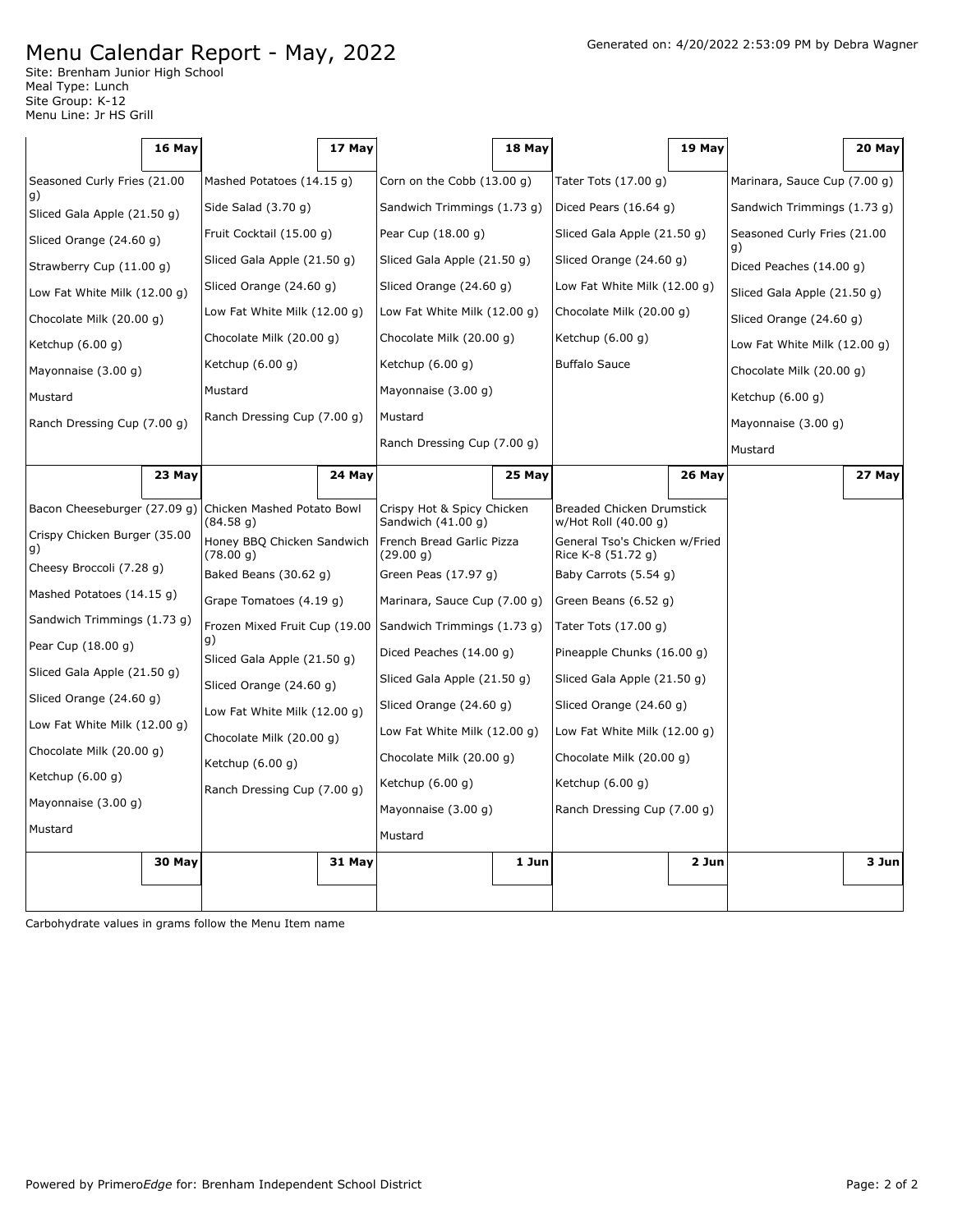# Menu Calendar Report - May, 2022

Generated on: 4/20/2022 2:53:09 PM by Debra Wagner

Site: Brenham Junior High School
Meal Type: Lunch
Site Group: K-12
Menu Line: Jr HS Grill

| 16 May | 17 May | 18 May | 19 May | 20 May |
|---|---|---|---|---|
| Seasoned Curly Fries (21.00 g)<br>Sliced Gala Apple (21.50 g)<br>Sliced Orange (24.60 g)<br>Strawberry Cup (11.00 g)<br>Low Fat White Milk (12.00 g)<br>Chocolate Milk (20.00 g)<br>Ketchup (6.00 g)<br>Mayonnaise (3.00 g)<br>Mustard<br>Ranch Dressing Cup (7.00 g) | Mashed Potatoes (14.15 g)<br>Side Salad (3.70 g)<br>Fruit Cocktail (15.00 g)<br>Sliced Gala Apple (21.50 g)<br>Sliced Orange (24.60 g)<br>Low Fat White Milk (12.00 g)<br>Chocolate Milk (20.00 g)<br>Ketchup (6.00 g)<br>Mustard<br>Ranch Dressing Cup (7.00 g) | Corn on the Cobb (13.00 g)<br>Sandwich Trimmings (1.73 g)<br>Pear Cup (18.00 g)<br>Sliced Gala Apple (21.50 g)<br>Sliced Orange (24.60 g)<br>Low Fat White Milk (12.00 g)<br>Chocolate Milk (20.00 g)<br>Ketchup (6.00 g)<br>Mayonnaise (3.00 g)<br>Mustard<br>Ranch Dressing Cup (7.00 g) | Tater Tots (17.00 g)<br>Diced Pears (16.64 g)<br>Sliced Gala Apple (21.50 g)<br>Sliced Orange (24.60 g)<br>Low Fat White Milk (12.00 g)<br>Chocolate Milk (20.00 g)<br>Ketchup (6.00 g)<br>Buffalo Sauce | Marinara, Sauce Cup (7.00 g)<br>Sandwich Trimmings (1.73 g)<br>Seasoned Curly Fries (21.00 g)<br>Diced Peaches (14.00 g)<br>Sliced Gala Apple (21.50 g)<br>Sliced Orange (24.60 g)<br>Low Fat White Milk (12.00 g)<br>Chocolate Milk (20.00 g)<br>Ketchup (6.00 g)<br>Mayonnaise (3.00 g)<br>Mustard |
| **23 May** | **24 May** | **25 May** | **26 May** | **27 May** |
| Bacon Cheeseburger (27.09 g)<br>Crispy Chicken Burger (35.00 g)<br>Cheesy Broccoli (7.28 g)<br>Mashed Potatoes (14.15 g)<br>Sandwich Trimmings (1.73 g)<br>Pear Cup (18.00 g)<br>Sliced Gala Apple (21.50 g)<br>Sliced Orange (24.60 g)<br>Low Fat White Milk (12.00 g)<br>Chocolate Milk (20.00 g)<br>Ketchup (6.00 g)<br>Mayonnaise (3.00 g)<br>Mustard | Chicken Mashed Potato Bowl (84.58 g)<br>Honey BBQ Chicken Sandwich (78.00 g)<br>Baked Beans (30.62 g)<br>Grape Tomatoes (4.19 g)<br>Frozen Mixed Fruit Cup (19.00 g)<br>Sliced Gala Apple (21.50 g)<br>Sliced Orange (24.60 g)<br>Low Fat White Milk (12.00 g)<br>Chocolate Milk (20.00 g)<br>Ketchup (6.00 g)<br>Ranch Dressing Cup (7.00 g) | Crispy Hot & Spicy Chicken Sandwich (41.00 g)<br>French Bread Garlic Pizza (29.00 g)<br>Green Peas (17.97 g)<br>Marinara, Sauce Cup (7.00 g)<br>Sandwich Trimmings (1.73 g)<br>Diced Peaches (14.00 g)<br>Sliced Gala Apple (21.50 g)<br>Sliced Orange (24.60 g)<br>Low Fat White Milk (12.00 g)<br>Chocolate Milk (20.00 g)<br>Ketchup (6.00 g)<br>Mayonnaise (3.00 g)<br>Mustard | Breaded Chicken Drumstick w/Hot Roll (40.00 g)<br>General Tso's Chicken w/Fried Rice K-8 (51.72 g)<br>Baby Carrots (5.54 g)<br>Green Beans (6.52 g)<br>Tater Tots (17.00 g)<br>Pineapple Chunks (16.00 g)<br>Sliced Gala Apple (21.50 g)<br>Sliced Orange (24.60 g)<br>Low Fat White Milk (12.00 g)<br>Chocolate Milk (20.00 g)<br>Ketchup (6.00 g)<br>Ranch Dressing Cup (7.00 g) | |
| **30 May** | **31 May** | **1 Jun** | **2 Jun** | **3 Jun** |
| | | | | |

Carbohydrate values in grams follow the Menu Item name

Powered by Primero*Edge* for: Brenham Independent School District